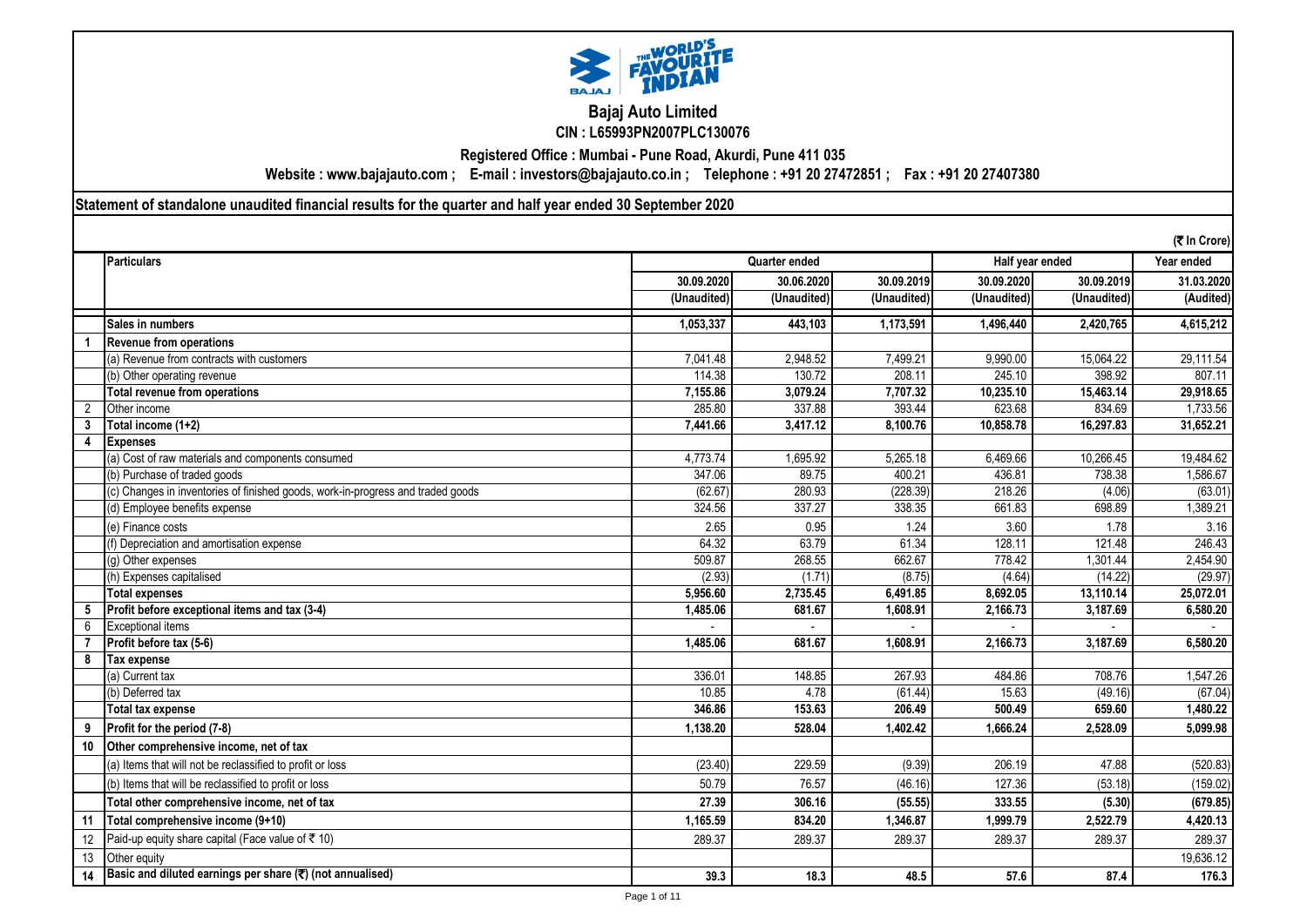# Bajaj Auto Limited

**CIN : L65993PN2007PLC130076**

**Registered Office : Mumbai - Pune Road, Akurdi, Pune 411 035**

**Website : www.bajajauto.com ; E-mail : investors@bajajauto.co.in ; Telephone : +91 20 27472851 ; Fax : +91 20 27407380**

## Statement of standalone unaudited financial results for the quarter and half year ended 30 September 2020

(₹ In Crore)

| | Particulars | Quarter ended | | | Half year ended | | Year ended |
|---|---|---|---|---|---|---|---|
| | | 30.09.2020 | 30.06.2020 | 30.09.2019 | 30.09.2020 | 30.09.2019 | 31.03.2020 |
| | | (Unaudited) | (Unaudited) | (Unaudited) | (Unaudited) | (Unaudited) | (Audited) |
| | **Sales in numbers** | **1,053,337** | **443,103** | **1,173,591** | **1,496,440** | **2,420,765** | **4,615,212** |
| **1** | **Revenue from operations** | | | | | | |
| | (a) Revenue from contracts with customers | 7,041.48 | 2,948.52 | 7,499.21 | 9,990.00 | 15,064.22 | 29,111.54 |
| | (b) Other operating revenue | 114.38 | 130.72 | 208.11 | 245.10 | 398.92 | 807.11 |
| | **Total revenue from operations** | **7,155.86** | **3,079.24** | **7,707.32** | **10,235.10** | **15,463.14** | **29,918.65** |
| 2 | Other income | 285.80 | 337.88 | 393.44 | 623.68 | 834.69 | 1,733.56 |
| **3** | **Total income (1+2)** | **7,441.66** | **3,417.12** | **8,100.76** | **10,858.78** | **16,297.83** | **31,652.21** |
| **4** | **Expenses** | | | | | | |
| | (a) Cost of raw materials and components consumed | 4,773.74 | 1,695.92 | 5,265.18 | 6,469.66 | 10,266.45 | 19,484.62 |
| | (b) Purchase of traded goods | 347.06 | 89.75 | 400.21 | 436.81 | 738.38 | 1,586.67 |
| | (c) Changes in inventories of finished goods, work-in-progress and traded goods | (62.67) | 280.93 | (228.39) | 218.26 | (4.06) | (63.01) |
| | (d) Employee benefits expense | 324.56 | 337.27 | 338.35 | 661.83 | 698.89 | 1,389.21 |
| | (e) Finance costs | 2.65 | 0.95 | 1.24 | 3.60 | 1.78 | 3.16 |
| | (f) Depreciation and amortisation expense | 64.32 | 63.79 | 61.34 | 128.11 | 121.48 | 246.43 |
| | (g) Other expenses | 509.87 | 268.55 | 662.67 | 778.42 | 1,301.44 | 2,454.90 |
| | (h) Expenses capitalised | (2.93) | (1.71) | (8.75) | (4.64) | (14.22) | (29.97) |
| | **Total expenses** | **5,956.60** | **2,735.45** | **6,491.85** | **8,692.05** | **13,110.14** | **25,072.01** |
| **5** | **Profit before exceptional items and tax (3-4)** | **1,485.06** | **681.67** | **1,608.91** | **2,166.73** | **3,187.69** | **6,580.20** |
| 6 | Exceptional items | - | - | - | - | - | - |
| **7** | **Profit before tax (5-6)** | **1,485.06** | **681.67** | **1,608.91** | **2,166.73** | **3,187.69** | **6,580.20** |
| **8** | **Tax expense** | | | | | | |
| | (a) Current tax | 336.01 | 148.85 | 267.93 | 484.86 | 708.76 | 1,547.26 |
| | (b) Deferred tax | 10.85 | 4.78 | (61.44) | 15.63 | (49.16) | (67.04) |
| | **Total tax expense** | **346.86** | **153.63** | **206.49** | **500.49** | **659.60** | **1,480.22** |
| **9** | **Profit for the period (7-8)** | **1,138.20** | **528.04** | **1,402.42** | **1,666.24** | **2,528.09** | **5,099.98** |
| **10** | **Other comprehensive income, net of tax** | | | | | | |
| | (a) Items that will not be reclassified to profit or loss | (23.40) | 229.59 | (9.39) | 206.19 | 47.88 | (520.83) |
| | (b) Items that will be reclassified to profit or loss | 50.79 | 76.57 | (46.16) | 127.36 | (53.18) | (159.02) |
| | **Total other comprehensive income, net of tax** | **27.39** | **306.16** | **(55.55)** | **333.55** | **(5.30)** | **(679.85)** |
| **11** | **Total comprehensive income (9+10)** | **1,165.59** | **834.20** | **1,346.87** | **1,999.79** | **2,522.79** | **4,420.13** |
| 12 | Paid-up equity share capital (Face value of ₹ 10) | 289.37 | 289.37 | 289.37 | 289.37 | 289.37 | 289.37 |
| 13 | Other equity | | | | | | 19,636.12 |
| **14** | **Basic and diluted earnings per share (₹) (not annualised)** | **39.3** | **18.3** | **48.5** | **57.6** | **87.4** | **176.3** |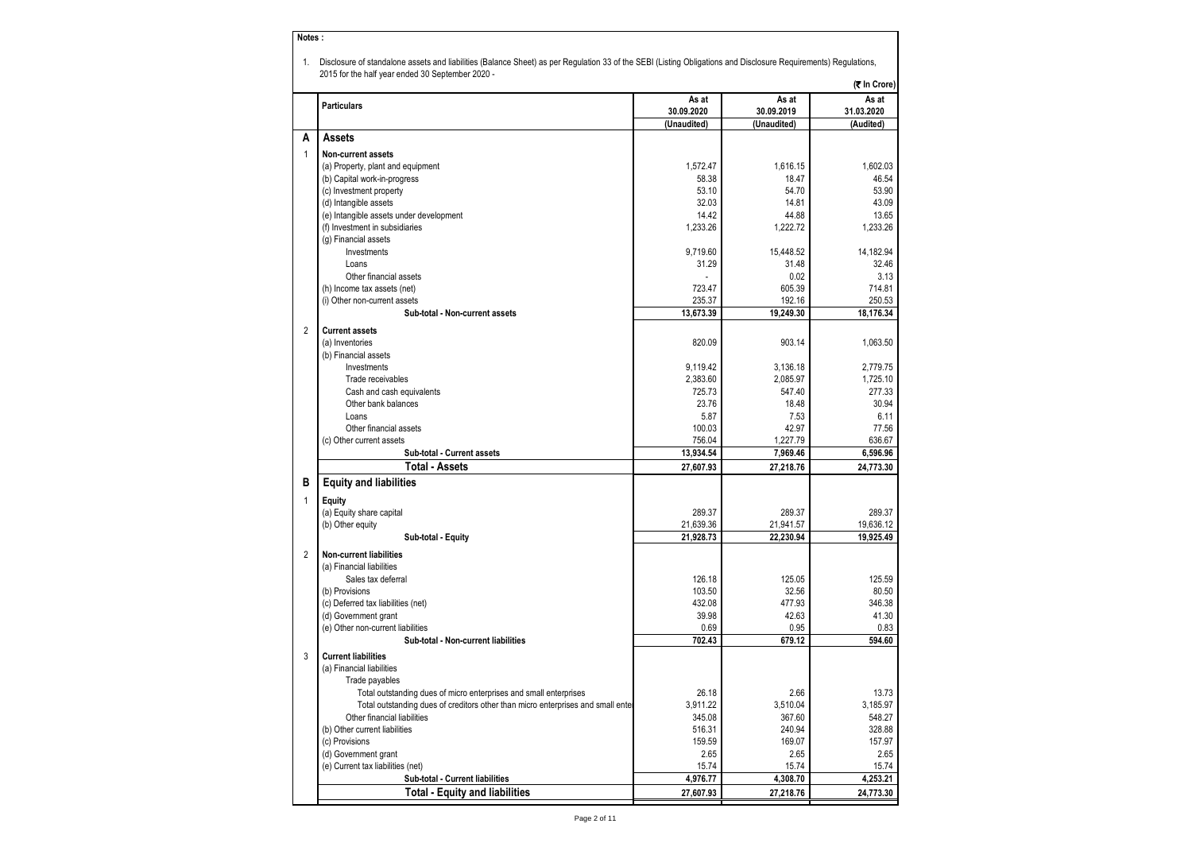**Notes :**

1. Disclosure of standalone assets and liabilities (Balance Sheet) as per Regulation 33 of the SEBI (Listing Obligations and Disclosure Requirements) Regulations, 2015 for the half year ended 30 September 2020 -

(₹ In Crore)

| | Particulars | As at 30.09.2020 (Unaudited) | As at 30.09.2019 (Unaudited) | As at 31.03.2020 (Audited) |
|---|---|---|---|---|
| **A** | **Assets** | | | |
| 1 | **Non-current assets** | | | |
| | (a) Property, plant and equipment | 1,572.47 | 1,616.15 | 1,602.03 |
| | (b) Capital work-in-progress | 58.38 | 18.47 | 46.54 |
| | (c) Investment property | 53.10 | 54.70 | 53.90 |
| | (d) Intangible assets | 32.03 | 14.81 | 43.09 |
| | (e) Intangible assets under development | 14.42 | 44.88 | 13.65 |
| | (f) Investment in subsidiaries | 1,233.26 | 1,222.72 | 1,233.26 |
| | (g) Financial assets | | | |
| | Investments | 9,719.60 | 15,448.52 | 14,182.94 |
| | Loans | 31.29 | 31.48 | 32.46 |
| | Other financial assets | - | 0.02 | 3.13 |
| | (h) Income tax assets (net) | 723.47 | 605.39 | 714.81 |
| | (i) Other non-current assets | 235.37 | 192.16 | 250.53 |
| | **Sub-total - Non-current assets** | **13,673.39** | **19,249.30** | **18,176.34** |
| 2 | **Current assets** | | | |
| | (a) Inventories | 820.09 | 903.14 | 1,063.50 |
| | (b) Financial assets | | | |
| | Investments | 9,119.42 | 3,136.18 | 2,779.75 |
| | Trade receivables | 2,383.60 | 2,085.97 | 1,725.10 |
| | Cash and cash equivalents | 725.73 | 547.40 | 277.33 |
| | Other bank balances | 23.76 | 18.48 | 30.94 |
| | Loans | 5.87 | 7.53 | 6.11 |
| | Other financial assets | 100.03 | 42.97 | 77.56 |
| | (c) Other current assets | 756.04 | 1,227.79 | 636.67 |
| | **Sub-total - Current assets** | **13,934.54** | **7,969.46** | **6,596.96** |
| | **Total - Assets** | **27,607.93** | **27,218.76** | **24,773.30** |
| **B** | **Equity and liabilities** | | | |
| 1 | **Equity** | | | |
| | (a) Equity share capital | 289.37 | 289.37 | 289.37 |
| | (b) Other equity | 21,639.36 | 21,941.57 | 19,636.12 |
| | **Sub-total - Equity** | **21,928.73** | **22,230.94** | **19,925.49** |
| 2 | **Non-current liabilities** | | | |
| | (a) Financial liabilities | | | |
| | Sales tax deferral | 126.18 | 125.05 | 125.59 |
| | (b) Provisions | 103.50 | 32.56 | 80.50 |
| | (c) Deferred tax liabilities (net) | 432.08 | 477.93 | 346.38 |
| | (d) Government grant | 39.98 | 42.63 | 41.30 |
| | (e) Other non-current liabilities | 0.69 | 0.95 | 0.83 |
| | **Sub-total - Non-current liabilities** | **702.43** | **679.12** | **594.60** |
| 3 | **Current liabilities** | | | |
| | (a) Financial liabilities | | | |
| | Trade payables | | | |
| | Total outstanding dues of micro enterprises and small enterprises | 26.18 | 2.66 | 13.73 |
| | Total outstanding dues of creditors other than micro enterprises and small ente | 3,911.22 | 3,510.04 | 3,185.97 |
| | Other financial liabilities | 345.08 | 367.60 | 548.27 |
| | (b) Other current liabilities | 516.31 | 240.94 | 328.88 |
| | (c) Provisions | 159.59 | 169.07 | 157.97 |
| | (d) Government grant | 2.65 | 2.65 | 2.65 |
| | (e) Current tax liabilities (net) | 15.74 | 15.74 | 15.74 |
| | **Sub-total - Current liabilities** | **4,976.77** | **4,308.70** | **4,253.21** |
| | **Total - Equity and liabilities** | **27,607.93** | **27,218.76** | **24,773.30** |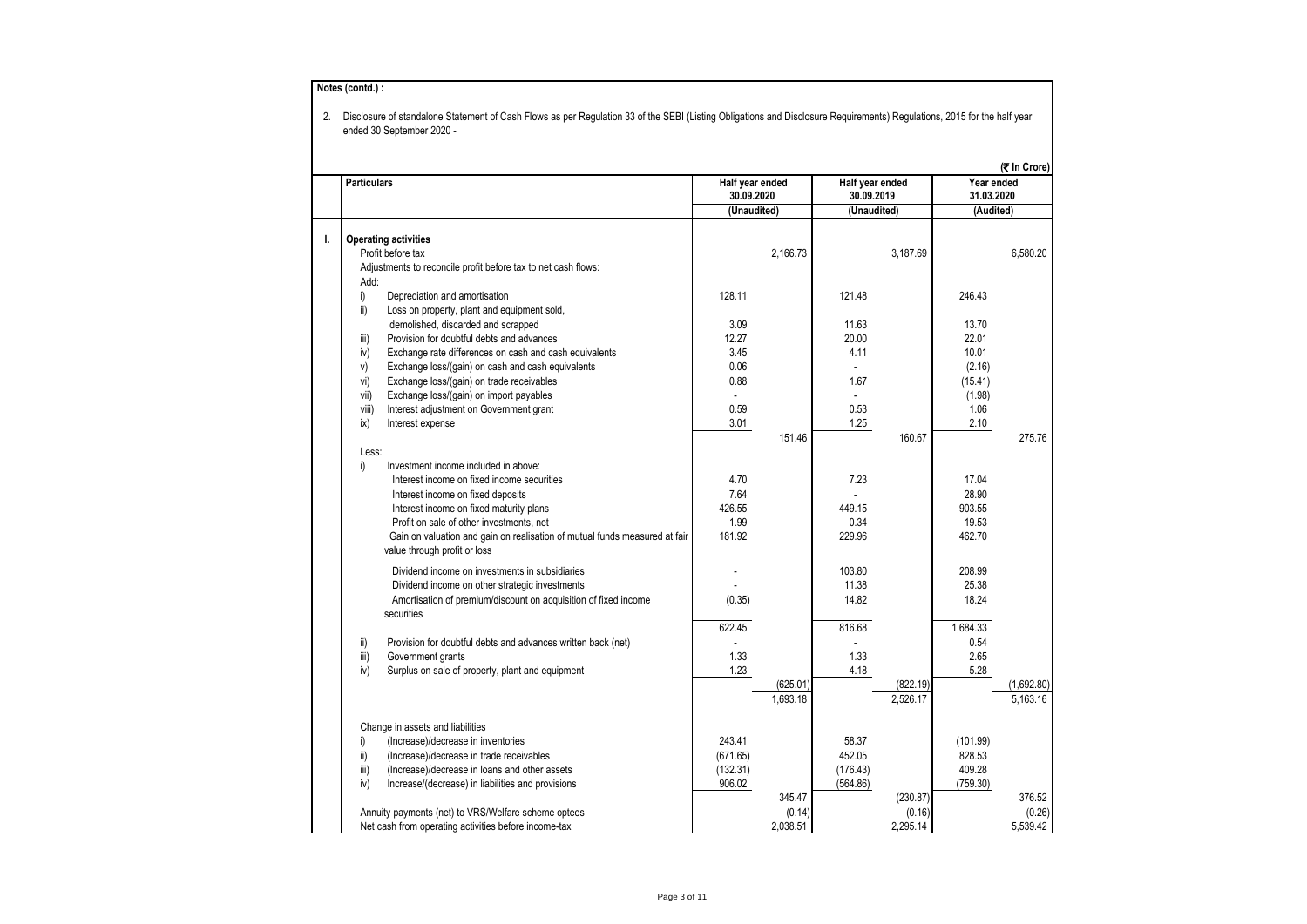**Notes (contd.) :**

2. Disclosure of standalone Statement of Cash Flows as per Regulation 33 of the SEBI (Listing Obligations and Disclosure Requirements) Regulations, 2015 for the half year ended 30 September 2020 -

(₹ In Crore)

| | Particulars | Half year ended 30.09.2020 | | Half year ended 30.09.2019 | | Year ended 31.03.2020 | |
|---|---|---|---|---|---|---|---|
| | | (Unaudited) | | (Unaudited) | | (Audited) | |
| I. | **Operating activities** | | | | | | |
| | Profit before tax | | 2,166.73 | | 3,187.69 | | 6,580.20 |
| | Adjustments to reconcile profit before tax to net cash flows: | | | | | | |
| | Add: | | | | | | |
| | i) Depreciation and amortisation | 128.11 | | 121.48 | | 246.43 | |
| | ii) Loss on property, plant and equipment sold, demolished, discarded and scrapped | 3.09 | | 11.63 | | 13.70 | |
| | iii) Provision for doubtful debts and advances | 12.27 | | 20.00 | | 22.01 | |
| | iv) Exchange rate differences on cash and cash equivalents | 3.45 | | 4.11 | | 10.01 | |
| | v) Exchange loss/(gain) on cash and cash equivalents | 0.06 | | - | | (2.16) | |
| | vi) Exchange loss/(gain) on trade receivables | 0.88 | | 1.67 | | (15.41) | |
| | vii) Exchange loss/(gain) on import payables | - | | - | | (1.98) | |
| | viii) Interest adjustment on Government grant | 0.59 | | 0.53 | | 1.06 | |
| | ix) Interest expense | 3.01 | | 1.25 | | 2.10 | |
| | | | 151.46 | | 160.67 | | 275.76 |
| | Less: | | | | | | |
| | i) Investment income included in above: | | | | | | |
| | Interest income on fixed income securities | 4.70 | | 7.23 | | 17.04 | |
| | Interest income on fixed deposits | 7.64 | | - | | 28.90 | |
| | Interest income on fixed maturity plans | 426.55 | | 449.15 | | 903.55 | |
| | Profit on sale of other investments, net | 1.99 | | 0.34 | | 19.53 | |
| | Gain on valuation and gain on realisation of mutual funds measured at fair value through profit or loss | 181.92 | | 229.96 | | 462.70 | |
| | Dividend income on investments in subsidiaries | - | | 103.80 | | 208.99 | |
| | Dividend income on other strategic investments | - | | 11.38 | | 25.38 | |
| | Amortisation of premium/discount on acquisition of fixed income securities | (0.35) | | 14.82 | | 18.24 | |
| | | 622.45 | | 816.68 | | 1,684.33 | |
| | ii) Provision for doubtful debts and advances written back (net) | - | | - | | 0.54 | |
| | iii) Government grants | 1.33 | | 1.33 | | 2.65 | |
| | iv) Surplus on sale of property, plant and equipment | 1.23 | | 4.18 | | 5.28 | |
| | | | (625.01) | | (822.19) | | (1,692.80) |
| | | | 1,693.18 | | 2,526.17 | | 5,163.16 |
| | Change in assets and liabilities | | | | | | |
| | i) (Increase)/decrease in inventories | 243.41 | | 58.37 | | (101.99) | |
| | ii) (Increase)/decrease in trade receivables | (671.65) | | 452.05 | | 828.53 | |
| | iii) (Increase)/decrease in loans and other assets | (132.31) | | (176.43) | | 409.28 | |
| | iv) Increase/(decrease) in liabilities and provisions | 906.02 | | (564.86) | | (759.30) | |
| | | | 345.47 | | (230.87) | | 376.52 |
| | Annuity payments (net) to VRS/Welfare scheme optees | | (0.14) | | (0.16) | | (0.26) |
| | Net cash from operating activities before income-tax | | 2,038.51 | | 2,295.14 | | 5,539.42 |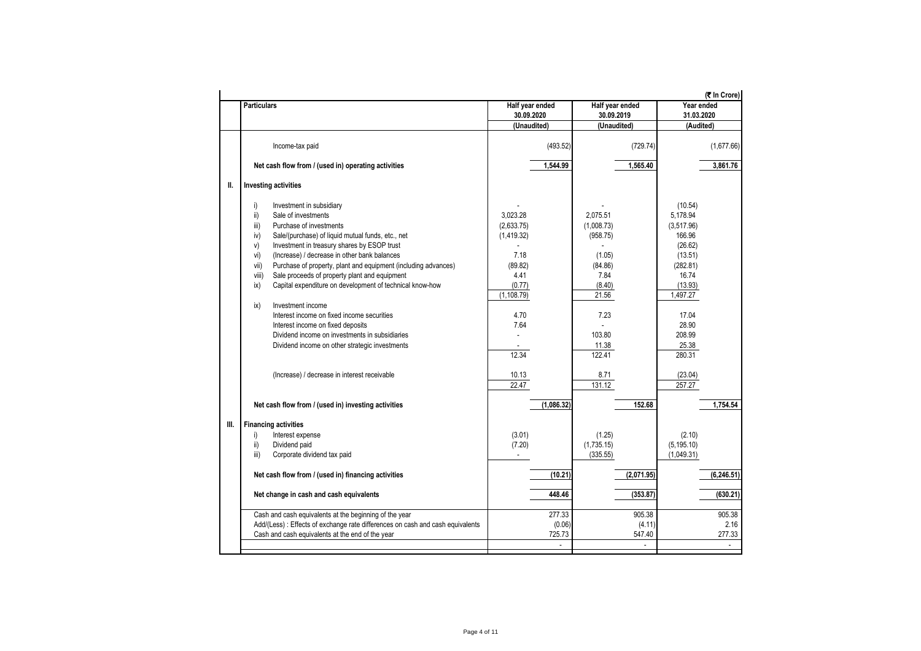(₹ In Crore)

| | Particulars | Half year ended 30.09.2020 | | Half year ended 30.09.2019 | | Year ended 31.03.2020 | |
|---|---|---|---|---|---|---|---|
| | | (Unaudited) | | (Unaudited) | | (Audited) | |
| | Income-tax paid | | (493.52) | | (729.74) | | (1,677.66) |
| | **Net cash flow from / (used in) operating activities** | | **1,544.99** | | **1,565.40** | | **3,861.76** |
| **II.** | **Investing activities** | | | | | | |
| | i) Investment in subsidiary | - | | - | | (10.54) | |
| | ii) Sale of investments | 3,023.28 | | 2,075.51 | | 5,178.94 | |
| | iii) Purchase of investments | (2,633.75) | | (1,008.73) | | (3,517.96) | |
| | iv) Sale/(purchase) of liquid mutual funds, etc., net | (1,419.32) | | (958.75) | | 166.96 | |
| | v) Investment in treasury shares by ESOP trust | - | | - | | (26.62) | |
| | vi) (Increase) / decrease in other bank balances | 7.18 | | (1.05) | | (13.51) | |
| | vii) Purchase of property, plant and equipment (including advances) | (89.82) | | (84.86) | | (282.81) | |
| | viii) Sale proceeds of property plant and equipment | 4.41 | | 7.84 | | 16.74 | |
| | ix) Capital expenditure on development of technical know-how | (0.77) | | (8.40) | | (13.93) | |
| | | (1,108.79) | | 21.56 | | 1,497.27 | |
| | ix) Investment income | | | | | | |
| | Interest income on fixed income securities | 4.70 | | 7.23 | | 17.04 | |
| | Interest income on fixed deposits | 7.64 | | - | | 28.90 | |
| | Dividend income on investments in subsidiaries | - | | 103.80 | | 208.99 | |
| | Dividend income on other strategic investments | - | | 11.38 | | 25.38 | |
| | | 12.34 | | 122.41 | | 280.31 | |
| | (Increase) / decrease in interest receivable | 10.13 | | 8.71 | | (23.04) | |
| | | 22.47 | | 131.12 | | 257.27 | |
| | **Net cash flow from / (used in) investing activities** | | **(1,086.32)** | | **152.68** | | **1,754.54** |
| **III.** | **Financing activities** | | | | | | |
| | i) Interest expense | (3.01) | | (1.25) | | (2.10) | |
| | ii) Dividend paid | (7.20) | | (1,735.15) | | (5,195.10) | |
| | iii) Corporate dividend tax paid | - | | (335.55) | | (1,049.31) | |
| | **Net cash flow from / (used in) financing activities** | | **(10.21)** | | **(2,071.95)** | | **(6,246.51)** |
| | **Net change in cash and cash equivalents** | | **448.46** | | **(353.87)** | | **(630.21)** |
| | Cash and cash equivalents at the beginning of the year | | 277.33 | | 905.38 | | 905.38 |
| | Add/(Less) : Effects of exchange rate differences on cash and cash equivalents | | (0.06) | | (4.11) | | 2.16 |
| | Cash and cash equivalents at the end of the year | | 725.73 | | 547.40 | | 277.33 |
| | | | - | | - | | - |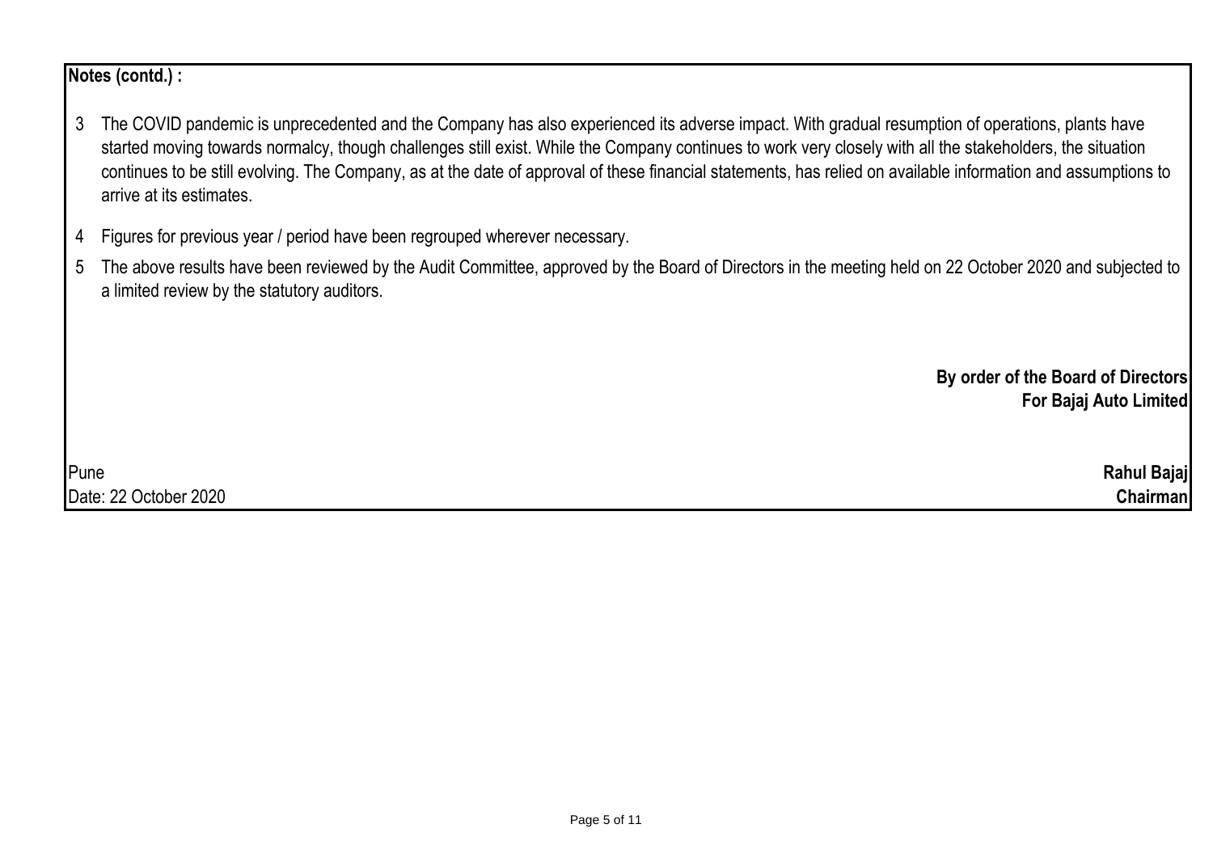**Notes (contd.) :**

3. The COVID pandemic is unprecedented and the Company has also experienced its adverse impact. With gradual resumption of operations, plants have started moving towards normalcy, though challenges still exist. While the Company continues to work very closely with all the stakeholders, the situation continues to be still evolving. The Company, as at the date of approval of these financial statements, has relied on available information and assumptions to arrive at its estimates.

4. Figures for previous year / period have been regrouped wherever necessary.

5. The above results have been reviewed by the Audit Committee, approved by the Board of Directors in the meeting held on 22 October 2020 and subjected to a limited review by the statutory auditors.

**By order of the Board of Directors**
**For Bajaj Auto Limited**

Pune
Date: 22 October 2020

**Rahul Bajaj**
**Chairman**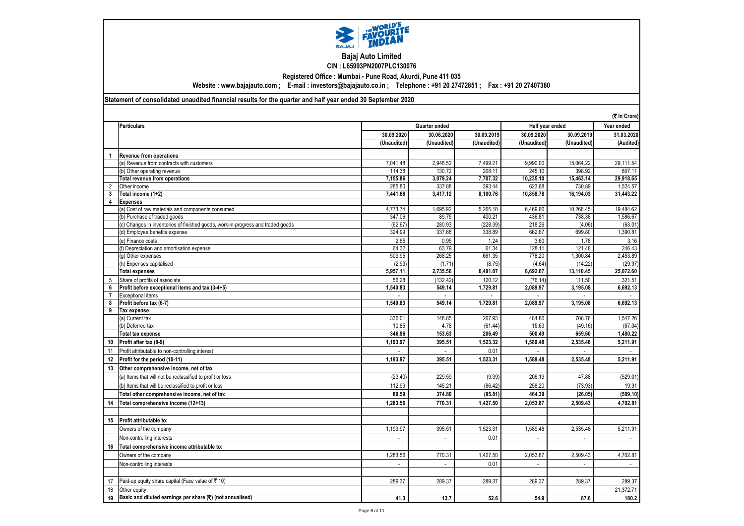# Bajaj Auto Limited

**CIN : L65993PN2007PLC130076**

**Registered Office : Mumbai - Pune Road, Akurdi, Pune 411 035**

**Website : www.bajajauto.com ; E-mail : investors@bajajauto.co.in ; Telephone : +91 20 27472851 ; Fax : +91 20 27407380**

**Statement of consolidated unaudited financial results for the quarter and half year ended 30 September 2020**

(₹ In Crore)

| | Particulars | Quarter ended | | | Half year ended | | Year ended |
|---|---|---|---|---|---|---|---|
| | | 30.09.2020 | 30.06.2020 | 30.09.2019 | 30.09.2020 | 30.09.2019 | 31.03.2020 |
| | | (Unaudited) | (Unaudited) | (Unaudited) | (Unaudited) | (Unaudited) | (Audited) |
| 1 | **Revenue from operations** | | | | | | |
| | (a) Revenue from contracts with customers | 7,041.48 | 2,948.52 | 7,499.21 | 9,990.00 | 15,064.22 | 29,111.54 |
| | (b) Other operating revenue | 114.38 | 130.72 | 208.11 | 245.10 | 398.92 | 807.11 |
| | **Total revenue from operations** | **7,155.86** | **3,079.24** | **7,707.32** | **10,235.10** | **15,463.14** | **29,918.65** |
| 2 | Other income | 285.80 | 337.88 | 393.44 | 623.68 | 730.89 | 1,524.57 |
| 3 | **Total income (1+2)** | **7,441.66** | **3,417.12** | **8,100.76** | **10,858.78** | **16,194.03** | **31,443.22** |
| 4 | **Expenses** | | | | | | |
| | (a) Cost of raw materials and components consumed | 4,773.74 | 1,695.92 | 5,265.18 | 6,469.66 | 10,266.45 | 19,484.62 |
| | (b) Purchase of traded goods | 347.06 | 89.75 | 400.21 | 436.81 | 738.38 | 1,586.67 |
| | (c) Changes in inventories of finished goods, work-in-progress and traded goods | (62.67) | 280.93 | (228.39) | 218.26 | (4.06) | (63.01) |
| | (d) Employee benefits expense | 324.99 | 337.68 | 338.89 | 662.67 | 699.80 | 1,390.81 |
| | (e) Finance costs | 2.65 | 0.95 | 1.24 | 3.60 | 1.78 | 3.16 |
| | (f) Depreciation and amortisation expense | 64.32 | 63.79 | 61.34 | 128.11 | 121.48 | 246.43 |
| | (g) Other expenses | 509.95 | 268.25 | 661.35 | 778.20 | 1,300.84 | 2,453.89 |
| | (h) Expenses capitalised | (2.93) | (1.71) | (8.75) | (4.64) | (14.22) | (29.97) |
| | **Total expenses** | **5,957.11** | **2,735.56** | **6,491.07** | **8,692.67** | **13,110.45** | **25,072.60** |
| 5 | Share of profits of associate | 56.28 | (132.42) | 120.12 | (76.14) | 111.50 | 321.51 |
| 6 | **Profit before exceptional items and tax (3-4+5)** | **1,540.83** | **549.14** | **1,729.81** | **2,089.97** | **3,195.08** | **6,692.13** |
| 7 | Exceptional items | - | - | - | - | - | - |
| 8 | **Profit before tax (6-7)** | **1,540.83** | **549.14** | **1,729.81** | **2,089.97** | **3,195.08** | **6,692.13** |
| 9 | **Tax expense** | | | | | | |
| | (a) Current tax | 336.01 | 148.85 | 267.93 | 484.86 | 708.76 | 1,547.26 |
| | (b) Deferred tax | 10.85 | 4.78 | (61.44) | 15.63 | (49.16) | (67.04) |
| | **Total tax expense** | **346.86** | **153.63** | **206.49** | **500.49** | **659.60** | **1,480.22** |
| 10 | **Profit after tax (8-9)** | **1,193.97** | **395.51** | **1,523.32** | **1,589.48** | **2,535.48** | **5,211.91** |
| 11 | Profit attributable to non-controlling interest | - | - | 0.01 | - | - | - |
| 12 | **Profit for the period (10-11)** | **1,193.97** | **395.51** | **1,523.31** | **1,589.48** | **2,535.48** | **5,211.91** |
| 13 | **Other comprehensive income, net of tax** | | | | | | |
| | (a) Items that will not be reclassified to profit or loss | (23.40) | 229.59 | (9.39) | 206.19 | 47.88 | (529.01) |
| | (b) Items that will be reclassified to profit or loss | 112.99 | 145.21 | (86.42) | 258.20 | (73.93) | 19.91 |
| | **Total other comprehensive income, net of tax** | **89.59** | **374.80** | **(95.81)** | **464.39** | **(26.05)** | **(509.10)** |
| 14 | **Total comprehensive income (12+13)** | **1,283.56** | **770.31** | **1,427.50** | **2,053.87** | **2,509.43** | **4,702.81** |
| | | | | | | | |
| 15 | **Profit attributable to:** | | | | | | |
| | Owners of the company | 1,193.97 | 395.51 | 1,523.31 | 1,589.48 | 2,535.48 | 5,211.91 |
| | Non-controlling interests | - | - | 0.01 | - | - | - |
| 16 | **Total comprehensive income attributable to:** | | | | | | |
| | Owners of the company | 1,283.56 | 770.31 | 1,427.50 | 2,053.87 | 2,509.43 | 4,702.81 |
| | Non-controlling interests | - | - | 0.01 | - | - | - |
| | | | | | | | |
| 17 | Paid-up equity share capital (Face value of ₹ 10) | 289.37 | 289.37 | 289.37 | 289.37 | 289.37 | 289.37 |
| 18 | Other equity | | | | | | 21,372.71 |
| 19 | **Basic and diluted earnings per share (₹) (not annualised)** | **41.3** | **13.7** | **52.6** | **54.9** | **87.6** | **180.2** |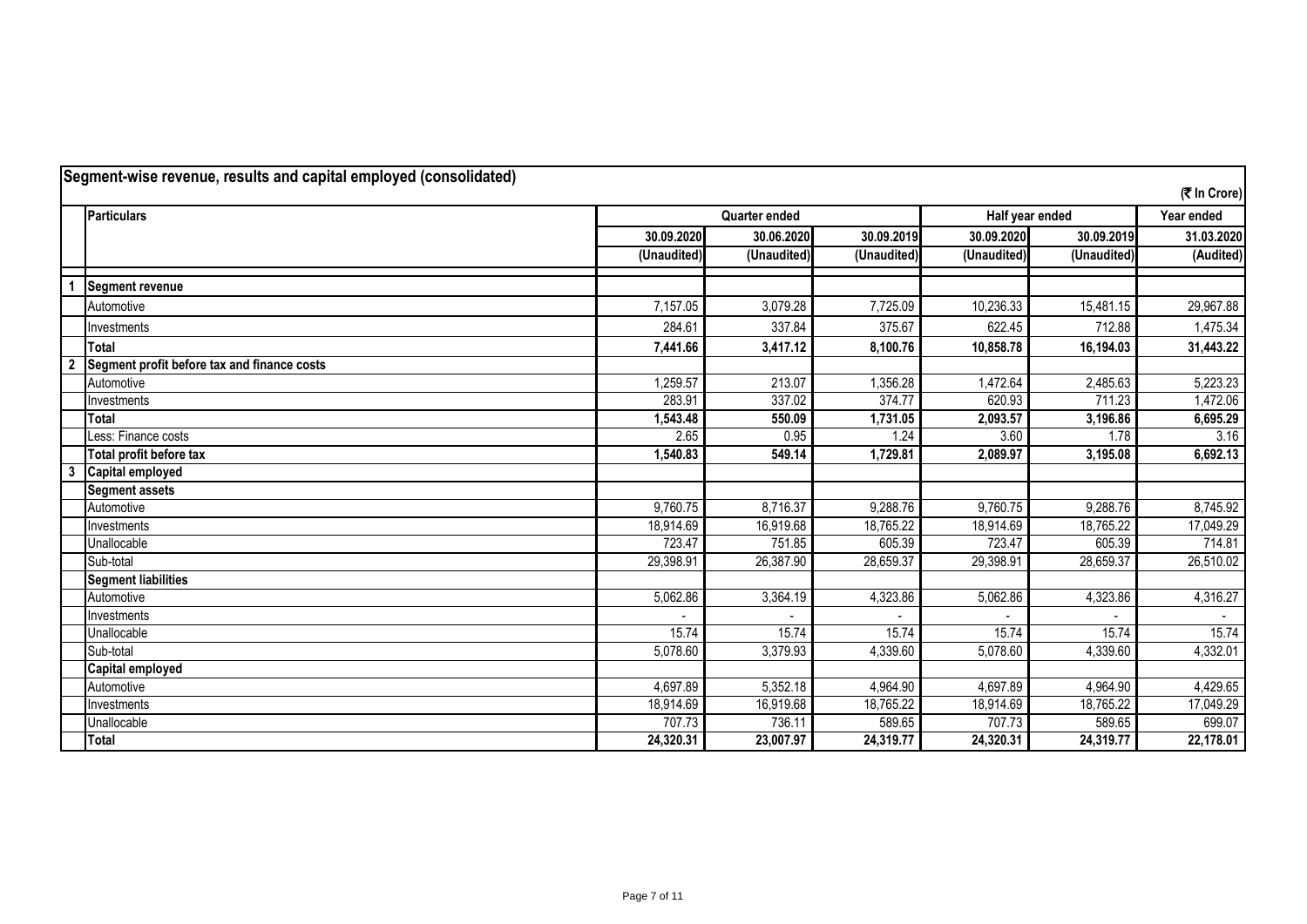## Segment-wise revenue, results and capital employed (consolidated)

(₹ In Crore)

| | Particulars | Quarter ended | | | Half year ended | | Year ended |
|---|---|---|---|---|---|---|---|
| | | 30.09.2020 | 30.06.2020 | 30.09.2019 | 30.09.2020 | 30.09.2019 | 31.03.2020 |
| | | (Unaudited) | (Unaudited) | (Unaudited) | (Unaudited) | (Unaudited) | (Audited) |
| 1 | **Segment revenue** | | | | | | |
| | Automotive | 7,157.05 | 3,079.28 | 7,725.09 | 10,236.33 | 15,481.15 | 29,967.88 |
| | Investments | 284.61 | 337.84 | 375.67 | 622.45 | 712.88 | 1,475.34 |
| | **Total** | **7,441.66** | **3,417.12** | **8,100.76** | **10,858.78** | **16,194.03** | **31,443.22** |
| 2 | **Segment profit before tax and finance costs** | | | | | | |
| | Automotive | 1,259.57 | 213.07 | 1,356.28 | 1,472.64 | 2,485.63 | 5,223.23 |
| | Investments | 283.91 | 337.02 | 374.77 | 620.93 | 711.23 | 1,472.06 |
| | **Total** | **1,543.48** | **550.09** | **1,731.05** | **2,093.57** | **3,196.86** | **6,695.29** |
| | Less: Finance costs | 2.65 | 0.95 | 1.24 | 3.60 | 1.78 | 3.16 |
| | **Total profit before tax** | **1,540.83** | **549.14** | **1,729.81** | **2,089.97** | **3,195.08** | **6,692.13** |
| 3 | **Capital employed** | | | | | | |
| | **Segment assets** | | | | | | |
| | Automotive | 9,760.75 | 8,716.37 | 9,288.76 | 9,760.75 | 9,288.76 | 8,745.92 |
| | Investments | 18,914.69 | 16,919.68 | 18,765.22 | 18,914.69 | 18,765.22 | 17,049.29 |
| | Unallocable | 723.47 | 751.85 | 605.39 | 723.47 | 605.39 | 714.81 |
| | Sub-total | 29,398.91 | 26,387.90 | 28,659.37 | 29,398.91 | 28,659.37 | 26,510.02 |
| | **Segment liabilities** | | | | | | |
| | Automotive | 5,062.86 | 3,364.19 | 4,323.86 | 5,062.86 | 4,323.86 | 4,316.27 |
| | Investments | - | - | - | - | - | - |
| | Unallocable | 15.74 | 15.74 | 15.74 | 15.74 | 15.74 | 15.74 |
| | Sub-total | 5,078.60 | 3,379.93 | 4,339.60 | 5,078.60 | 4,339.60 | 4,332.01 |
| | **Capital employed** | | | | | | |
| | Automotive | 4,697.89 | 5,352.18 | 4,964.90 | 4,697.89 | 4,964.90 | 4,429.65 |
| | Investments | 18,914.69 | 16,919.68 | 18,765.22 | 18,914.69 | 18,765.22 | 17,049.29 |
| | Unallocable | 707.73 | 736.11 | 589.65 | 707.73 | 589.65 | 699.07 |
| | **Total** | **24,320.31** | **23,007.97** | **24,319.77** | **24,320.31** | **24,319.77** | **22,178.01** |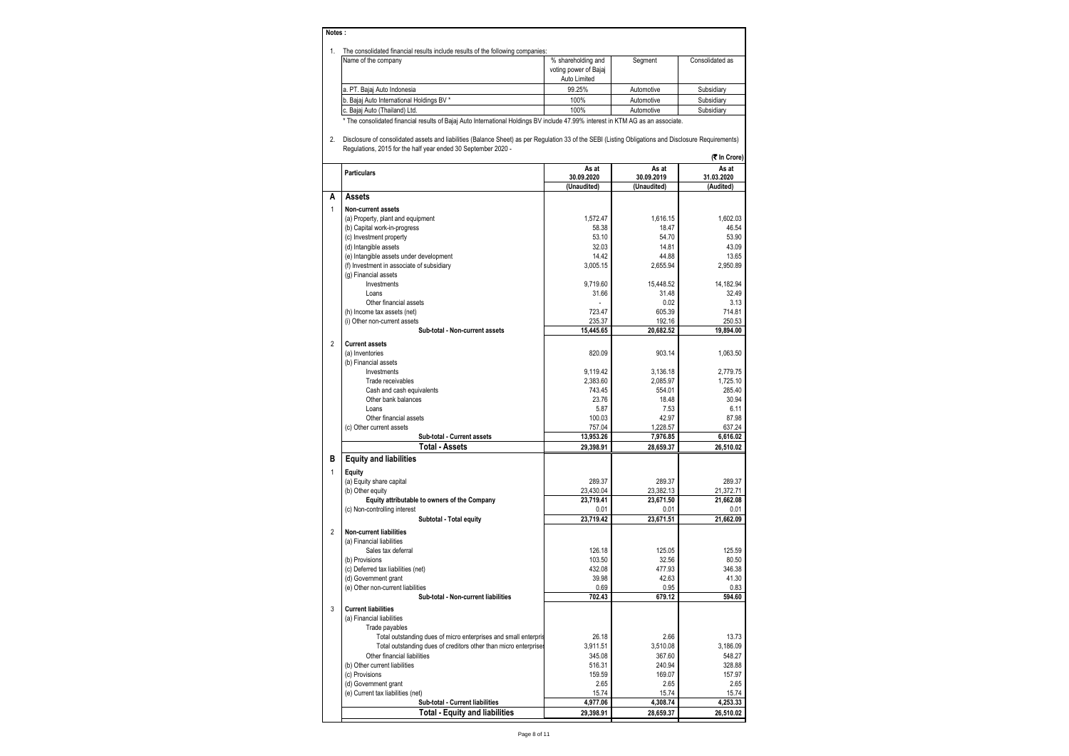**Notes :**

1. The consolidated financial results include results of the following companies:

| Name of the company | % shareholding and voting power of Bajaj Auto Limited | Segment | Consolidated as |
|---|---|---|---|
| a. PT. Bajaj Auto Indonesia | 99.25% | Automotive | Subsidiary |
| b. Bajaj Auto International Holdings BV * | 100% | Automotive | Subsidiary |
| c. Bajaj Auto (Thailand) Ltd. | 100% | Automotive | Subsidiary |

\* The consolidated financial results of Bajaj Auto International Holdings BV include 47.99% interest in KTM AG as an associate.

2. Disclosure of consolidated assets and liabilities (Balance Sheet) as per Regulation 33 of the SEBI (Listing Obligations and Disclosure Requirements) Regulations, 2015 for the half year ended 30 September 2020 -

(₹ In Crore)

| | Particulars | As at 30.09.2020 (Unaudited) | As at 30.09.2019 (Unaudited) | As at 31.03.2020 (Audited) |
|---|---|---|---|---|
| **A** | **Assets** | | | |
| 1 | **Non-current assets** | | | |
| | (a) Property, plant and equipment | 1,572.47 | 1,616.15 | 1,602.03 |
| | (b) Capital work-in-progress | 58.38 | 18.47 | 46.54 |
| | (c) Investment property | 53.10 | 54.70 | 53.90 |
| | (d) Intangible assets | 32.03 | 14.81 | 43.09 |
| | (e) Intangible assets under development | 14.42 | 44.88 | 13.65 |
| | (f) Investment in associate of subsidiary | 3,005.15 | 2,655.94 | 2,950.89 |
| | (g) Financial assets | | | |
| | Investments | 9,719.60 | 15,448.52 | 14,182.94 |
| | Loans | 31.66 | 31.48 | 32.49 |
| | Other financial assets | - | 0.02 | 3.13 |
| | (h) Income tax assets (net) | 723.47 | 605.39 | 714.81 |
| | (i) Other non-current assets | 235.37 | 192.16 | 250.53 |
| | **Sub-total - Non-current assets** | **15,445.65** | **20,682.52** | **19,894.00** |
| 2 | **Current assets** | | | |
| | (a) Inventories | 820.09 | 903.14 | 1,063.50 |
| | (b) Financial assets | | | |
| | Investments | 9,119.42 | 3,136.18 | 2,779.75 |
| | Trade receivables | 2,383.60 | 2,085.97 | 1,725.10 |
| | Cash and cash equivalents | 743.45 | 554.01 | 285.40 |
| | Other bank balances | 23.76 | 18.48 | 30.94 |
| | Loans | 5.87 | 7.53 | 6.11 |
| | Other financial assets | 100.03 | 42.97 | 87.98 |
| | (c) Other current assets | 757.04 | 1,228.57 | 637.24 |
| | **Sub-total - Current assets** | **13,953.26** | **7,976.85** | **6,616.02** |
| | **Total - Assets** | **29,398.91** | **28,659.37** | **26,510.02** |
| **B** | **Equity and liabilities** | | | |
| 1 | **Equity** | | | |
| | (a) Equity share capital | 289.37 | 289.37 | 289.37 |
| | (b) Other equity | 23,430.04 | 23,382.13 | 21,372.71 |
| | **Equity attributable to owners of the Company** | **23,719.41** | **23,671.50** | **21,662.08** |
| | (c) Non-controlling interest | 0.01 | 0.01 | 0.01 |
| | **Subtotal - Total equity** | **23,719.42** | **23,671.51** | **21,662.09** |
| 2 | **Non-current liabilities** | | | |
| | (a) Financial liabilities | | | |
| | Sales tax deferral | 126.18 | 125.05 | 125.59 |
| | (b) Provisions | 103.50 | 32.56 | 80.50 |
| | (c) Deferred tax liabilities (net) | 432.08 | 477.93 | 346.38 |
| | (d) Government grant | 39.98 | 42.63 | 41.30 |
| | (e) Other non-current liabilities | 0.69 | 0.95 | 0.83 |
| | **Sub-total - Non-current liabilities** | **702.43** | **679.12** | **594.60** |
| 3 | **Current liabilities** | | | |
| | (a) Financial liabilities | | | |
| | Trade payables | | | |
| | Total outstanding dues of micro enterprises and small enterpris | 26.18 | 2.66 | 13.73 |
| | Total outstanding dues of creditors other than micro enterprises | 3,911.51 | 3,510.08 | 3,186.09 |
| | Other financial liabilities | 345.08 | 367.60 | 548.27 |
| | (b) Other current liabilities | 516.31 | 240.94 | 328.88 |
| | (c) Provisions | 159.59 | 169.07 | 157.97 |
| | (d) Government grant | 2.65 | 2.65 | 2.65 |
| | (e) Current tax liabilities (net) | 15.74 | 15.74 | 15.74 |
| | **Sub-total - Current liabilities** | **4,977.06** | **4,308.74** | **4,253.33** |
| | **Total - Equity and liabilities** | **29,398.91** | **28,659.37** | **26,510.02** |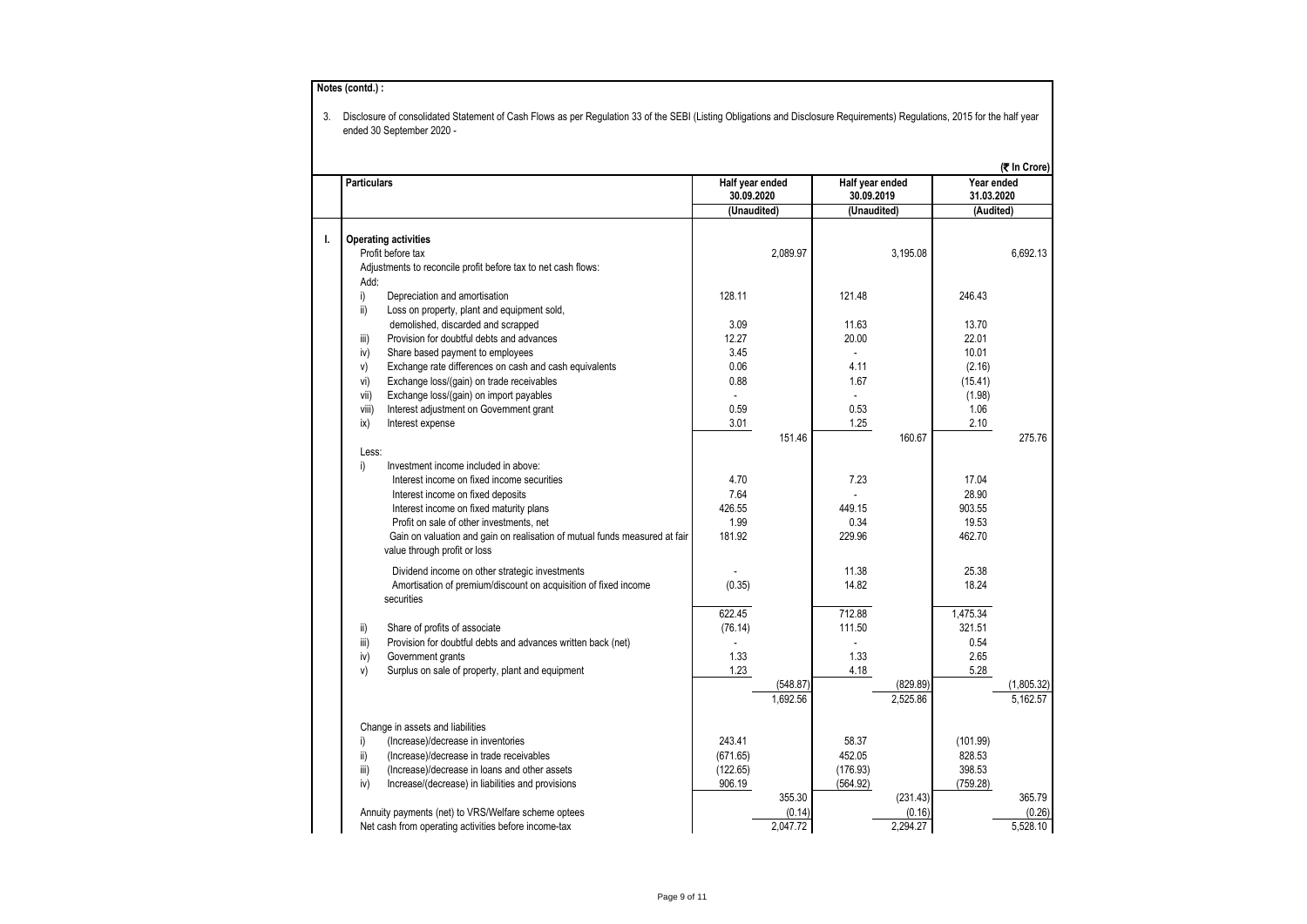**Notes (contd.) :**

3. Disclosure of consolidated Statement of Cash Flows as per Regulation 33 of the SEBI (Listing Obligations and Disclosure Requirements) Regulations, 2015 for the half year ended 30 September 2020 -

(₹ In Crore)

| | Particulars | Half year ended 30.09.2020 | | Half year ended 30.09.2019 | | Year ended 31.03.2020 | |
|---|---|---|---|---|---|---|---|
| | | (Unaudited) | | (Unaudited) | | (Audited) | |
| I. | **Operating activities** | | | | | | |
| | Profit before tax | | 2,089.97 | | 3,195.08 | | 6,692.13 |
| | Adjustments to reconcile profit before tax to net cash flows: | | | | | | |
| | Add: | | | | | | |
| | i) Depreciation and amortisation | 128.11 | | 121.48 | | 246.43 | |
| | ii) Loss on property, plant and equipment sold, demolished, discarded and scrapped | 3.09 | | 11.63 | | 13.70 | |
| | iii) Provision for doubtful debts and advances | 12.27 | | 20.00 | | 22.01 | |
| | iv) Share based payment to employees | 3.45 | | - | | 10.01 | |
| | v) Exchange rate differences on cash and cash equivalents | 0.06 | | 4.11 | | (2.16) | |
| | vi) Exchange loss/(gain) on trade receivables | 0.88 | | 1.67 | | (15.41) | |
| | vii) Exchange loss/(gain) on import payables | - | | - | | (1.98) | |
| | viii) Interest adjustment on Government grant | 0.59 | | 0.53 | | 1.06 | |
| | ix) Interest expense | 3.01 | | 1.25 | | 2.10 | |
| | | | 151.46 | | 160.67 | | 275.76 |
| | Less: | | | | | | |
| | i) Investment income included in above: | | | | | | |
| | Interest income on fixed income securities | 4.70 | | 7.23 | | 17.04 | |
| | Interest income on fixed deposits | 7.64 | | - | | 28.90 | |
| | Interest income on fixed maturity plans | 426.55 | | 449.15 | | 903.55 | |
| | Profit on sale of other investments, net | 1.99 | | 0.34 | | 19.53 | |
| | Gain on valuation and gain on realisation of mutual funds measured at fair value through profit or loss | 181.92 | | 229.96 | | 462.70 | |
| | Dividend income on other strategic investments | - | | 11.38 | | 25.38 | |
| | Amortisation of premium/discount on acquisition of fixed income securities | (0.35) | | 14.82 | | 18.24 | |
| | | 622.45 | | 712.88 | | 1,475.34 | |
| | ii) Share of profits of associate | (76.14) | | 111.50 | | 321.51 | |
| | iii) Provision for doubtful debts and advances written back (net) | - | | - | | 0.54 | |
| | iv) Government grants | 1.33 | | 1.33 | | 2.65 | |
| | v) Surplus on sale of property, plant and equipment | 1.23 | | 4.18 | | 5.28 | |
| | | | (548.87) | | (829.89) | | (1,805.32) |
| | | | 1,692.56 | | 2,525.86 | | 5,162.57 |
| | Change in assets and liabilities | | | | | | |
| | i) (Increase)/decrease in inventories | 243.41 | | 58.37 | | (101.99) | |
| | ii) (Increase)/decrease in trade receivables | (671.65) | | 452.05 | | 828.53 | |
| | iii) (Increase)/decrease in loans and other assets | (122.65) | | (176.93) | | 398.53 | |
| | iv) Increase/(decrease) in liabilities and provisions | 906.19 | | (564.92) | | (759.28) | |
| | | | 355.30 | | (231.43) | | 365.79 |
| | Annuity payments (net) to VRS/Welfare scheme optees | | (0.14) | | (0.16) | | (0.26) |
| | Net cash from operating activities before income-tax | | 2,047.72 | | 2,294.27 | | 5,528.10 |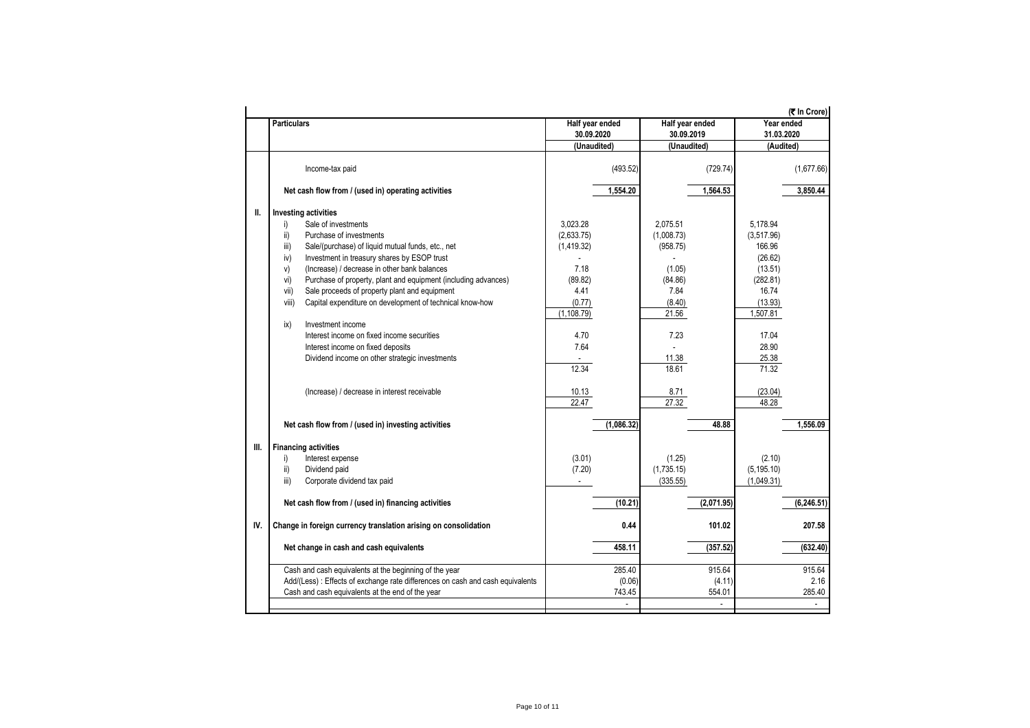(₹ In Crore)

| | Particulars | Half year ended 30.09.2020 | | Half year ended 30.09.2019 | | Year ended 31.03.2020 | |
|---|---|---|---|---|---|---|---|
| | | (Unaudited) | | (Unaudited) | | (Audited) | |
| | Income-tax paid | | (493.52) | | (729.74) | | (1,677.66) |
| | **Net cash flow from / (used in) operating activities** | | **1,554.20** | | **1,564.53** | | **3,850.44** |
| **II.** | **Investing activities** | | | | | | |
| | i) Sale of investments | 3,023.28 | | 2,075.51 | | 5,178.94 | |
| | ii) Purchase of investments | (2,633.75) | | (1,008.73) | | (3,517.96) | |
| | iii) Sale/(purchase) of liquid mutual funds, etc., net | (1,419.32) | | (958.75) | | 166.96 | |
| | iv) Investment in treasury shares by ESOP trust | - | | - | | (26.62) | |
| | v) (Increase) / decrease in other bank balances | 7.18 | | (1.05) | | (13.51) | |
| | vi) Purchase of property, plant and equipment (including advances) | (89.82) | | (84.86) | | (282.81) | |
| | vii) Sale proceeds of property plant and equipment | 4.41 | | 7.84 | | 16.74 | |
| | viii) Capital expenditure on development of technical know-how | (0.77) | | (8.40) | | (13.93) | |
| | | (1,108.79) | | 21.56 | | 1,507.81 | |
| | ix) Investment income | | | | | | |
| | Interest income on fixed income securities | 4.70 | | 7.23 | | 17.04 | |
| | Interest income on fixed deposits | 7.64 | | - | | 28.90 | |
| | Dividend income on other strategic investments | - | | 11.38 | | 25.38 | |
| | | 12.34 | | 18.61 | | 71.32 | |
| | (Increase) / decrease in interest receivable | 10.13 | | 8.71 | | (23.04) | |
| | | 22.47 | | 27.32 | | 48.28 | |
| | **Net cash flow from / (used in) investing activities** | | **(1,086.32)** | | **48.88** | | **1,556.09** |
| **III.** | **Financing activities** | | | | | | |
| | i) Interest expense | (3.01) | | (1.25) | | (2.10) | |
| | ii) Dividend paid | (7.20) | | (1,735.15) | | (5,195.10) | |
| | iii) Corporate dividend tax paid | - | | (335.55) | | (1,049.31) | |
| | **Net cash flow from / (used in) financing activities** | | **(10.21)** | | **(2,071.95)** | | **(6,246.51)** |
| **IV.** | **Change in foreign currency translation arising on consolidation** | | **0.44** | | **101.02** | | **207.58** |
| | **Net change in cash and cash equivalents** | | **458.11** | | **(357.52)** | | **(632.40)** |
| | Cash and cash equivalents at the beginning of the year | | 285.40 | | 915.64 | | 915.64 |
| | Add/(Less) : Effects of exchange rate differences on cash and cash equivalents | | (0.06) | | (4.11) | | 2.16 |
| | Cash and cash equivalents at the end of the year | | 743.45 | | 554.01 | | 285.40 |
| | | | - | | - | | - |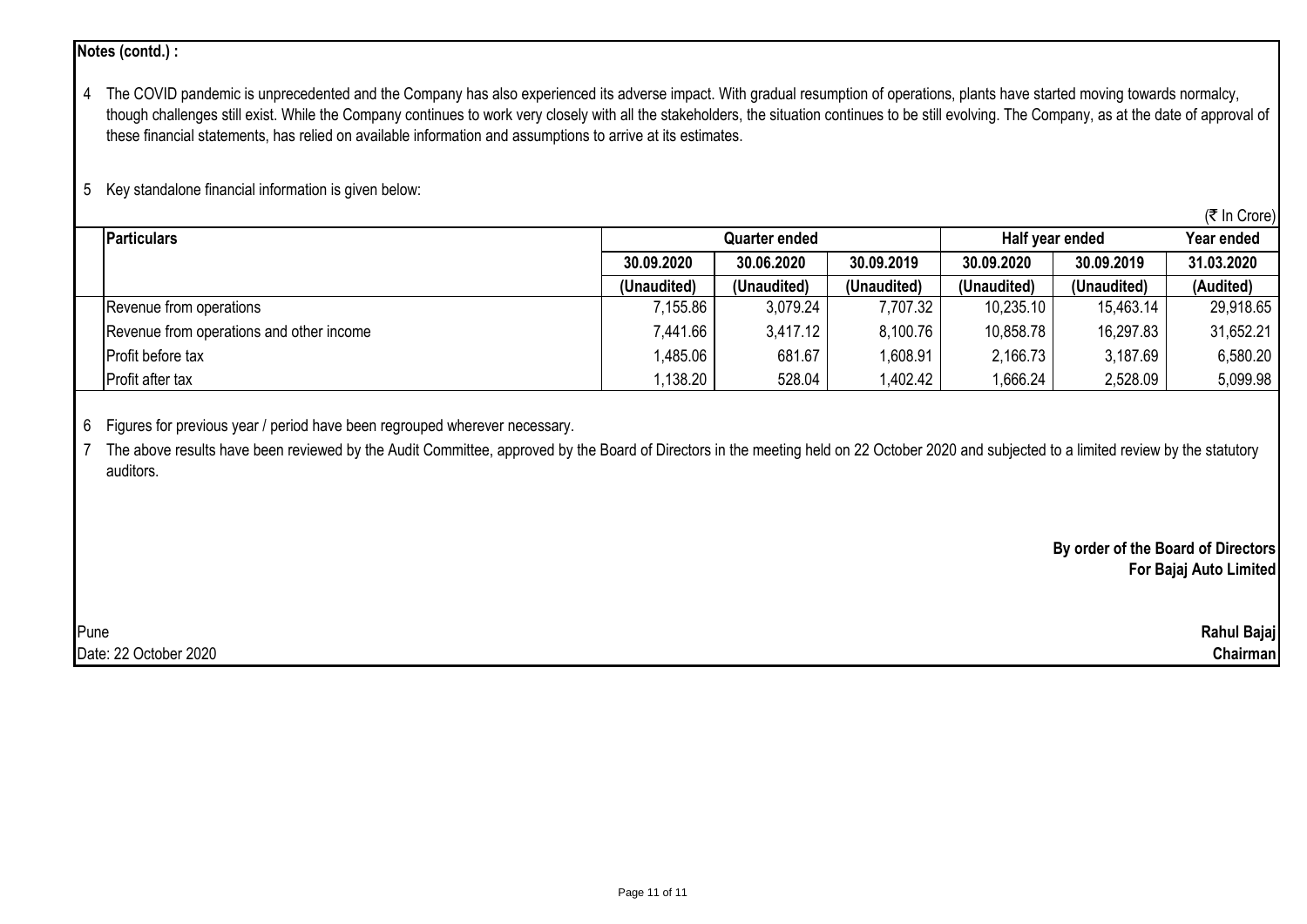**Notes (contd.) :**

4 The COVID pandemic is unprecedented and the Company has also experienced its adverse impact. With gradual resumption of operations, plants have started moving towards normalcy, though challenges still exist. While the Company continues to work very closely with all the stakeholders, the situation continues to be still evolving. The Company, as at the date of approval of these financial statements, has relied on available information and assumptions to arrive at its estimates.

5 Key standalone financial information is given below:

(₹ In Crore)

| Particulars | Quarter ended | | | Half year ended | | Year ended |
|---|---|---|---|---|---|---|
| | 30.09.2020 | 30.06.2020 | 30.09.2019 | 30.09.2020 | 30.09.2019 | 31.03.2020 |
| | (Unaudited) | (Unaudited) | (Unaudited) | (Unaudited) | (Unaudited) | (Audited) |
| Revenue from operations | 7,155.86 | 3,079.24 | 7,707.32 | 10,235.10 | 15,463.14 | 29,918.65 |
| Revenue from operations and other income | 7,441.66 | 3,417.12 | 8,100.76 | 10,858.78 | 16,297.83 | 31,652.21 |
| Profit before tax | 1,485.06 | 681.67 | 1,608.91 | 2,166.73 | 3,187.69 | 6,580.20 |
| Profit after tax | 1,138.20 | 528.04 | 1,402.42 | 1,666.24 | 2,528.09 | 5,099.98 |

6 Figures for previous year / period have been regrouped wherever necessary.

7 The above results have been reviewed by the Audit Committee, approved by the Board of Directors in the meeting held on 22 October 2020 and subjected to a limited review by the statutory auditors.

**By order of the Board of Directors**
**For Bajaj Auto Limited**

Pune
Date: 22 October 2020

**Rahul Bajaj**
**Chairman**